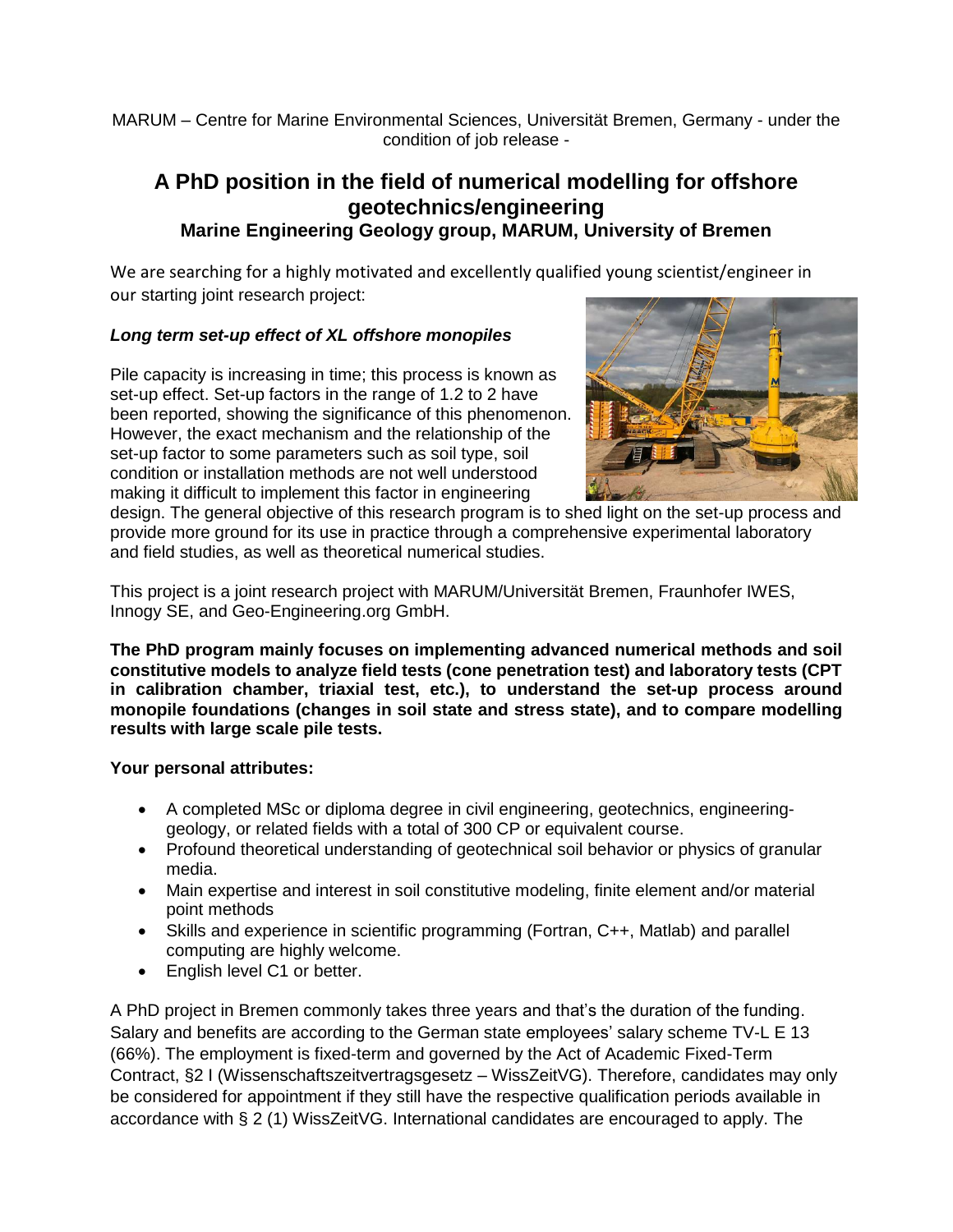MARUM – Centre for Marine Environmental Sciences, Universität Bremen, Germany - under the condition of job release -

# A PhD position in the field of numerical modelling for offshore geotechnics/engineering

### Marine Engineering Geology group, MARUM, University of Bremen

We are searching for a highly motivated and excellently qualified young scientist/engineer in our starting joint research project:

***Long term set-up effect of XL offshore monopiles***

Pile capacity is increasing in time; this process is known as set-up effect. Set-up factors in the range of 1.2 to 2 have been reported, showing the significance of this phenomenon. However, the exact mechanism and the relationship of the set-up factor to some parameters such as soil type, soil condition or installation methods are not well understood making it difficult to implement this factor in engineering design. The general objective of this research program is to shed light on the set-up process and provide more ground for its use in practice through a comprehensive experimental laboratory and field studies, as well as theoretical numerical studies.

This project is a joint research project with MARUM/Universität Bremen, Fraunhofer IWES, Innogy SE, and Geo-Engineering.org GmbH.

**The PhD program mainly focuses on implementing advanced numerical methods and soil constitutive models to analyze field tests (cone penetration test) and laboratory tests (CPT in calibration chamber, triaxial test, etc.), to understand the set-up process around monopile foundations (changes in soil state and stress state), and to compare modelling results with large scale pile tests.**

**Your personal attributes:**

- A completed MSc or diploma degree in civil engineering, geotechnics, engineering-geology, or related fields with a total of 300 CP or equivalent course.
- Profound theoretical understanding of geotechnical soil behavior or physics of granular media.
- Main expertise and interest in soil constitutive modeling, finite element and/or material point methods
- Skills and experience in scientific programming (Fortran, C++, Matlab) and parallel computing are highly welcome.
- English level C1 or better.

A PhD project in Bremen commonly takes three years and that's the duration of the funding. Salary and benefits are according to the German state employees' salary scheme TV-L E 13 (66%). The employment is fixed-term and governed by the Act of Academic Fixed-Term Contract, §2 I (Wissenschaftszeitvertragsgesetz – WissZeitVG). Therefore, candidates may only be considered for appointment if they still have the respective qualification periods available in accordance with § 2 (1) WissZeitVG. International candidates are encouraged to apply. The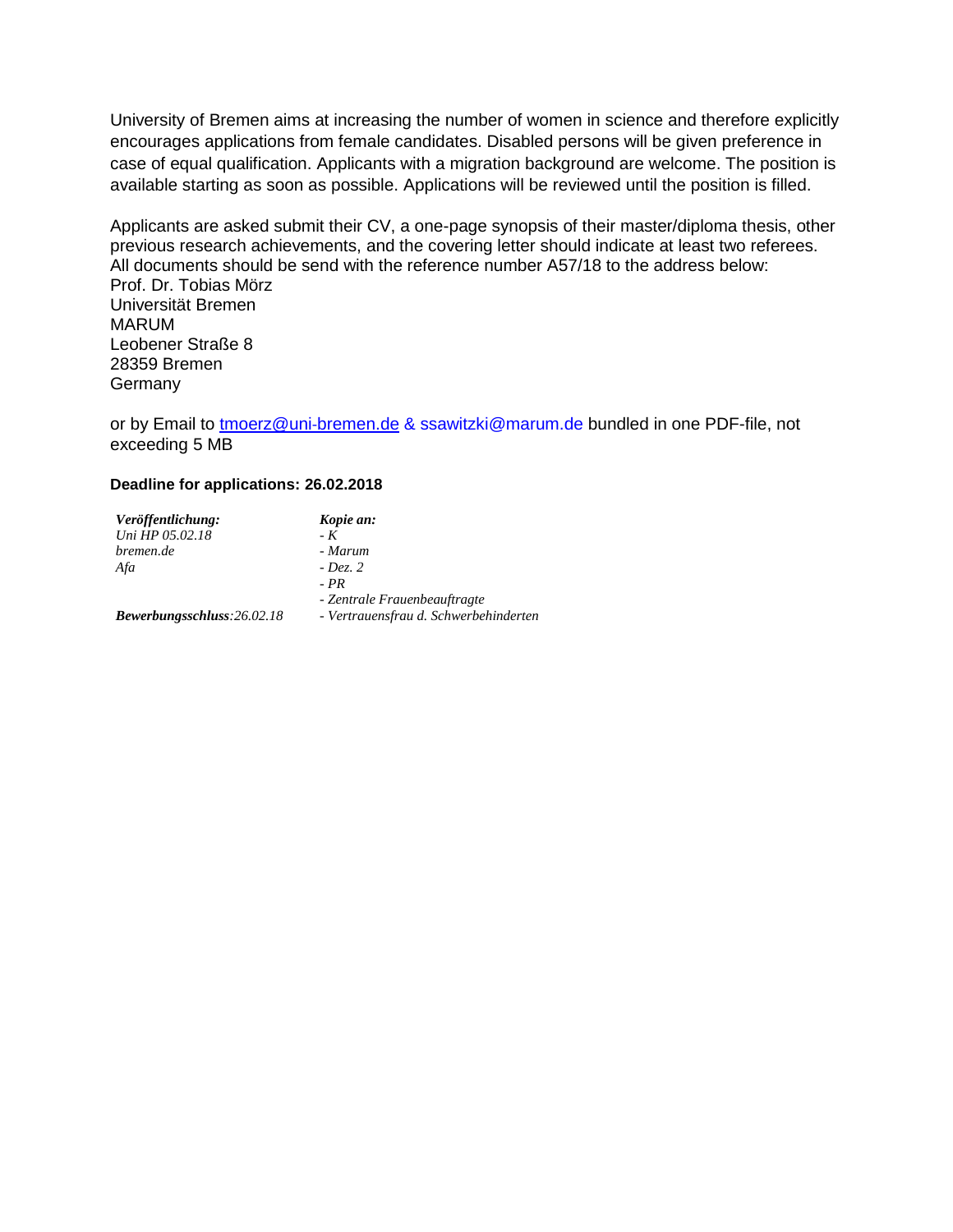University of Bremen aims at increasing the number of women in science and therefore explicitly encourages applications from female candidates. Disabled persons will be given preference in case of equal qualification. Applicants with a migration background are welcome. The position is available starting as soon as possible. Applications will be reviewed until the position is filled.

Applicants are asked submit their CV, a one-page synopsis of their master/diploma thesis, other previous research achievements, and the covering letter should indicate at least two referees. All documents should be send with the reference number A57/18 to the address below:
Prof. Dr. Tobias Mörz
Universität Bremen
MARUM
Leobener Straße 8
28359 Bremen
Germany

or by Email to tmoerz@uni-bremen.de & ssawitzki@marum.de bundled in one PDF-file, not exceeding 5 MB

**Deadline for applications: 26.02.2018**

| | |
|---|---|
| ***Veröffentlichung:*** | ***Kopie an:*** |
| *Uni HP 05.02.18* | *- K* |
| *bremen.de* | *- Marum* |
| *Afa* | *- Dez. 2* |
| | *- PR* |
| | *- Zentrale Frauenbeauftragte* |
| ***Bewerbungsschluss****:26.02.18* | *- Vertrauensfrau d. Schwerbehinderten* |